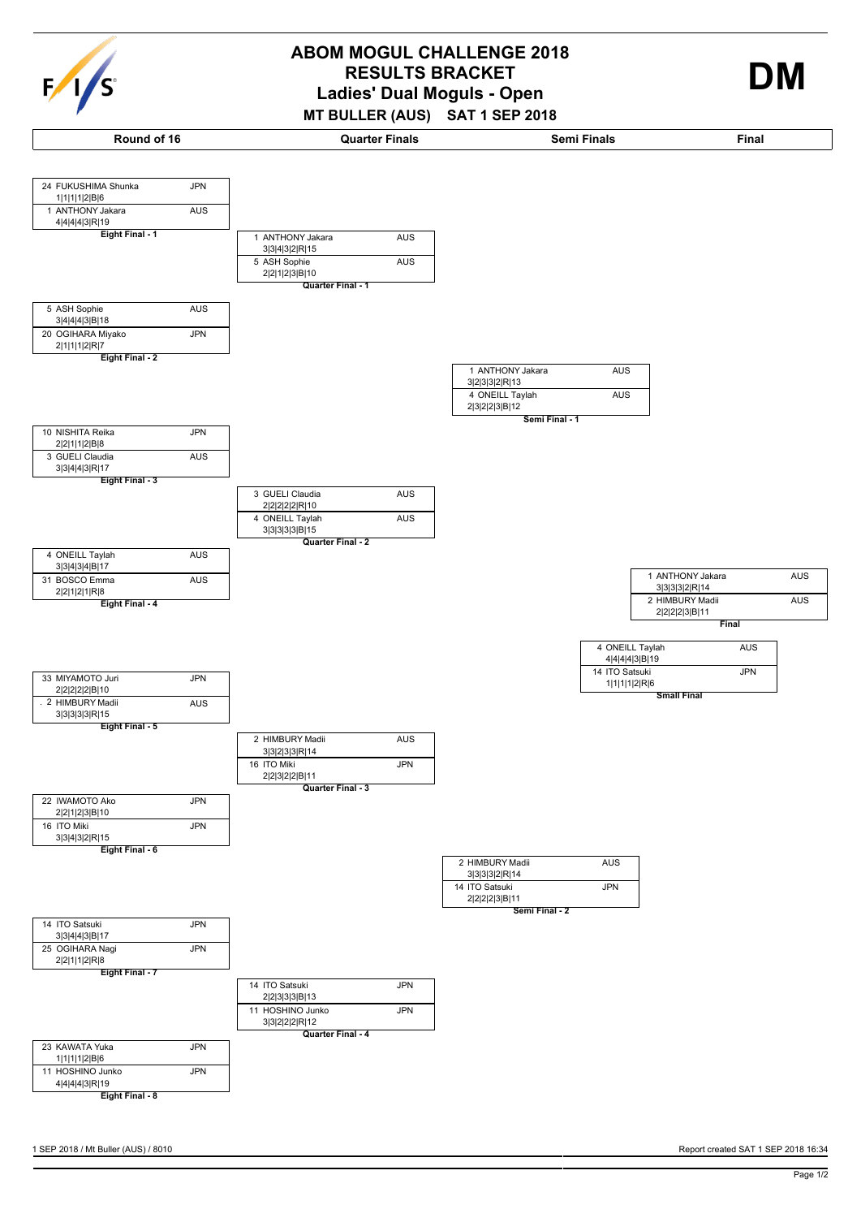# ABOM MOGUL CHALLENGE 2018

## RESULTS BRACKET

## Ladies' Dual Moguls - Open

**MT BULLER (AUS) SAT 1 SEP 2018**

**DM**

### Round of 16

**Eight Final - 1**

| Bib | Name | Nation | Scores |
|---|---|---|---|
| 24 | FUKUSHIMA Shunka | JPN | 1\|1\|1\|1\|2\|B\|6 |
| 1 | ANTHONY Jakara | AUS | 4\|4\|4\|4\|3\|R\|19 |

**Eight Final - 2**

| Bib | Name | Nation | Scores |
|---|---|---|---|
| 5 | ASH Sophie | AUS | 3\|4\|4\|4\|3\|B\|18 |
| 20 | OGIHARA Miyako | JPN | 2\|1\|1\|1\|2\|R\|7 |

**Eight Final - 3**

| Bib | Name | Nation | Scores |
|---|---|---|---|
| 10 | NISHITA Reika | JPN | 2\|2\|1\|1\|2\|B\|8 |
| 3 | GUELI Claudia | AUS | 3\|3\|4\|4\|3\|R\|17 |

**Eight Final - 4**

| Bib | Name | Nation | Scores |
|---|---|---|---|
| 4 | ONEILL Taylah | AUS | 3\|3\|4\|3\|4\|B\|17 |
| 31 | BOSCO Emma | AUS | 2\|2\|1\|2\|1\|R\|8 |

**Eight Final - 5**

| Bib | Name | Nation | Scores |
|---|---|---|---|
| 33 | MIYAMOTO Juri | JPN | 2\|2\|2\|2\|2\|B\|10 |
| 2 | HIMBURY Madii | AUS | 3\|3\|3\|3\|3\|R\|15 |

**Eight Final - 6**

| Bib | Name | Nation | Scores |
|---|---|---|---|
| 22 | IWAMOTO Ako | JPN | 2\|2\|1\|2\|3\|B\|10 |
| 16 | ITO Miki | JPN | 3\|3\|4\|3\|2\|R\|15 |

**Eight Final - 7**

| Bib | Name | Nation | Scores |
|---|---|---|---|
| 14 | ITO Satsuki | JPN | 3\|3\|4\|4\|3\|B\|17 |
| 25 | OGIHARA Nagi | JPN | 2\|2\|1\|1\|2\|R\|8 |

**Eight Final - 8**

| Bib | Name | Nation | Scores |
|---|---|---|---|
| 23 | KAWATA Yuka | JPN | 1\|1\|1\|1\|2\|B\|6 |
| 11 | HOSHINO Junko | JPN | 4\|4\|4\|4\|3\|R\|19 |

### Quarter Finals

**Quarter Final - 1**

| Bib | Name | Nation | Scores |
|---|---|---|---|
| 1 | ANTHONY Jakara | AUS | 3\|3\|4\|3\|2\|R\|15 |
| 5 | ASH Sophie | AUS | 2\|2\|1\|2\|3\|B\|10 |

**Quarter Final - 2**

| Bib | Name | Nation | Scores |
|---|---|---|---|
| 3 | GUELI Claudia | AUS | 2\|2\|2\|2\|2\|R\|10 |
| 4 | ONEILL Taylah | AUS | 3\|3\|3\|3\|3\|B\|15 |

**Quarter Final - 3**

| Bib | Name | Nation | Scores |
|---|---|---|---|
| 2 | HIMBURY Madii | AUS | 3\|3\|2\|3\|3\|R\|14 |
| 16 | ITO Miki | JPN | 2\|2\|3\|2\|2\|B\|11 |

**Quarter Final - 4**

| Bib | Name | Nation | Scores |
|---|---|---|---|
| 14 | ITO Satsuki | JPN | 2\|2\|3\|3\|3\|B\|13 |
| 11 | HOSHINO Junko | JPN | 3\|3\|2\|2\|2\|R\|12 |

### Semi Finals

**Semi Final - 1**

| Bib | Name | Nation | Scores |
|---|---|---|---|
| 1 | ANTHONY Jakara | AUS | 3\|2\|3\|3\|2\|R\|13 |
| 4 | ONEILL Taylah | AUS | 2\|3\|2\|2\|3\|B\|12 |

**Semi Final - 2**

| Bib | Name | Nation | Scores |
|---|---|---|---|
| 2 | HIMBURY Madii | AUS | 3\|3\|3\|3\|2\|R\|14 |
| 14 | ITO Satsuki | JPN | 2\|2\|2\|2\|3\|B\|11 |

### Final

**Final**

| Bib | Name | Nation | Scores |
|---|---|---|---|
| 1 | ANTHONY Jakara | AUS | 3\|3\|3\|3\|2\|R\|14 |
| 2 | HIMBURY Madii | AUS | 2\|2\|2\|2\|3\|B\|11 |

**Small Final**

| Bib | Name | Nation | Scores |
|---|---|---|---|
| 4 | ONEILL Taylah | AUS | 4\|4\|4\|4\|3\|B\|19 |
| 14 | ITO Satsuki | JPN | 1\|1\|1\|1\|2\|R\|6 |

1 SEP 2018 / Mt Buller (AUS) / 8010

Report created SAT 1 SEP 2018 16:34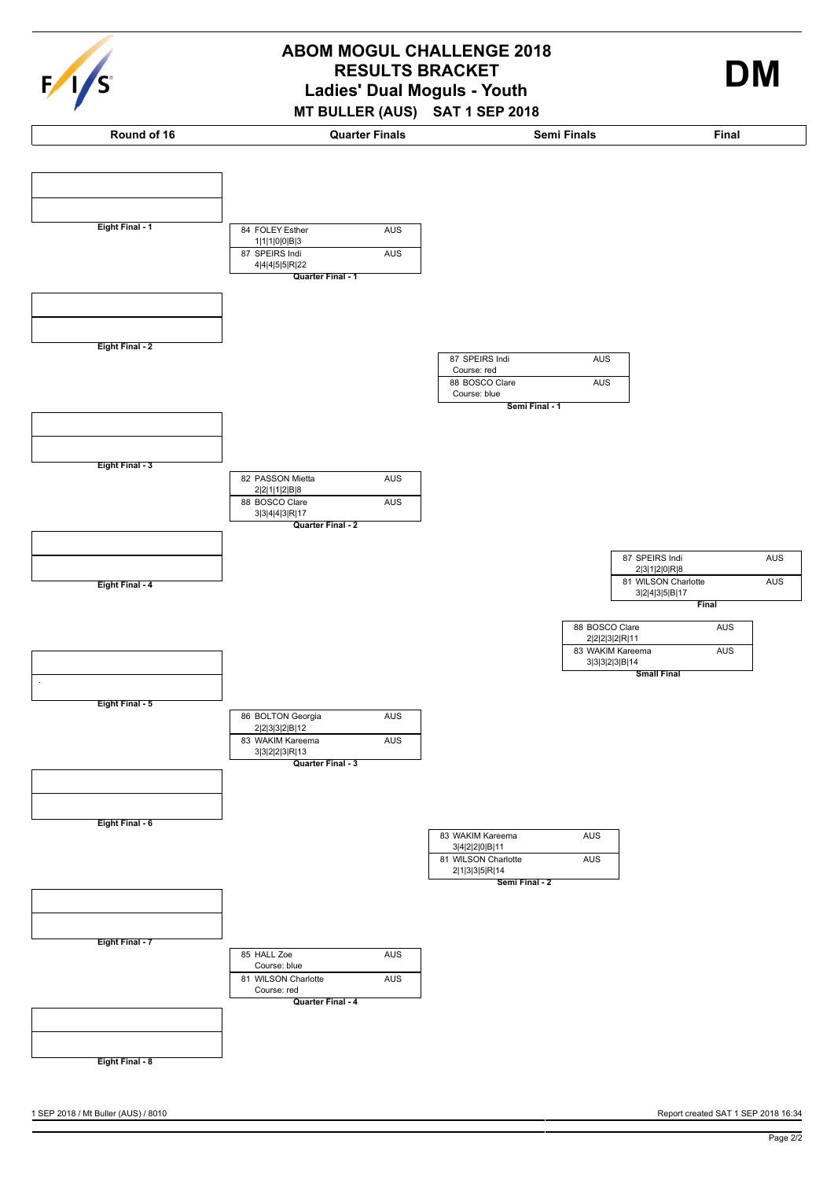# ABOM MOGUL CHALLENGE 2018

## RESULTS BRACKET

## Ladies' Dual Moguls - Youth

**MT BULLER (AUS) SAT 1 SEP 2018**

**DM**

| Round of 16 | Quarter Finals | Semi Finals | Final |
|---|---|---|---|

**Eight Final - 1**

**Eight Final - 2**

**Eight Final - 3**

**Eight Final - 4**

**Eight Final - 5**

**Eight Final - 6**

**Eight Final - 7**

**Eight Final - 8**

**Quarter Final - 1**

| | |
|---|---|
| 84 FOLEY Esther<br>1\|1\|1\|0\|0\|B\|3 | AUS |
| 87 SPEIRS Indi<br>4\|4\|4\|5\|5\|R\|22 | AUS |

**Quarter Final - 2**

| | |
|---|---|
| 82 PASSON Mietta<br>2\|2\|1\|1\|2\|B\|8 | AUS |
| 88 BOSCO Clare<br>3\|3\|4\|4\|3\|R\|17 | AUS |

**Quarter Final - 3**

| | |
|---|---|
| 86 BOLTON Georgia<br>2\|2\|3\|3\|2\|B\|12 | AUS |
| 83 WAKIM Kareema<br>3\|3\|2\|2\|3\|R\|13 | AUS |

**Quarter Final - 4**

| | |
|---|---|
| 85 HALL Zoe<br>Course: blue | AUS |
| 81 WILSON Charlotte<br>Course: red | AUS |

**Semi Final - 1**

| | |
|---|---|
| 87 SPEIRS Indi<br>Course: red | AUS |
| 88 BOSCO Clare<br>Course: blue | AUS |

**Semi Final - 2**

| | |
|---|---|
| 83 WAKIM Kareema<br>3\|4\|2\|2\|0\|B\|11 | AUS |
| 81 WILSON Charlotte<br>2\|1\|3\|3\|5\|R\|14 | AUS |

**Final**

| | |
|---|---|
| 87 SPEIRS Indi<br>2\|3\|1\|2\|0\|R\|8 | AUS |
| 81 WILSON Charlotte<br>3\|2\|4\|3\|5\|B\|17 | AUS |

**Small Final**

| | |
|---|---|
| 88 BOSCO Clare<br>2\|2\|2\|3\|2\|R\|11 | AUS |
| 83 WAKIM Kareema<br>3\|3\|3\|2\|3\|B\|14 | AUS |

1 SEP 2018 / Mt Buller (AUS) / 8010

Report created SAT 1 SEP 2018 16:34